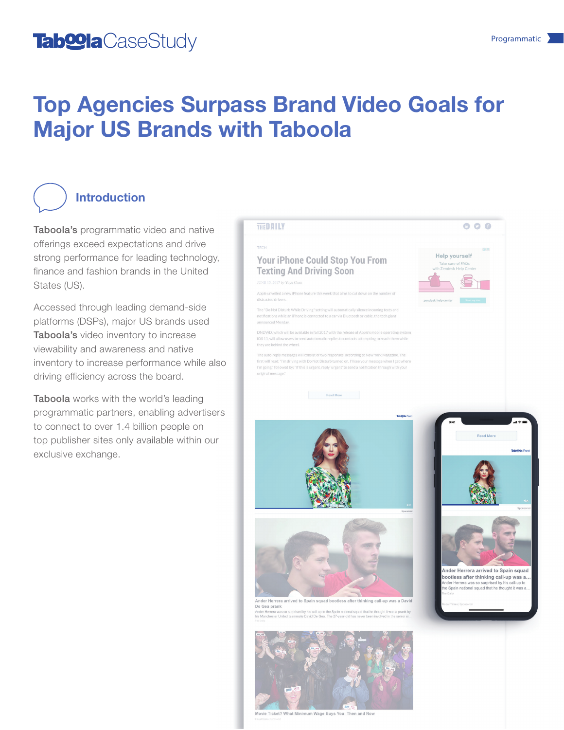# Top Agencies Surpass Brand Video Goals for Major US Brands with Taboola

## Introduction

**Taboola's** programmatic video and native offerings exceed expectations and drive strong performance for leading technology, finance and fashion brands in the United States (US).

Accessed through leading demand-side platforms (DSPs), major US brands used **Taboola's** video inventory to increase viewability and awareness and native inventory to increase performance while also driving efficiency across the board.

**Taboola** works with the world's leading programmatic partners, enabling advertisers to connect to over 1.4 billion people on top publisher sites only available within our exclusive exchange.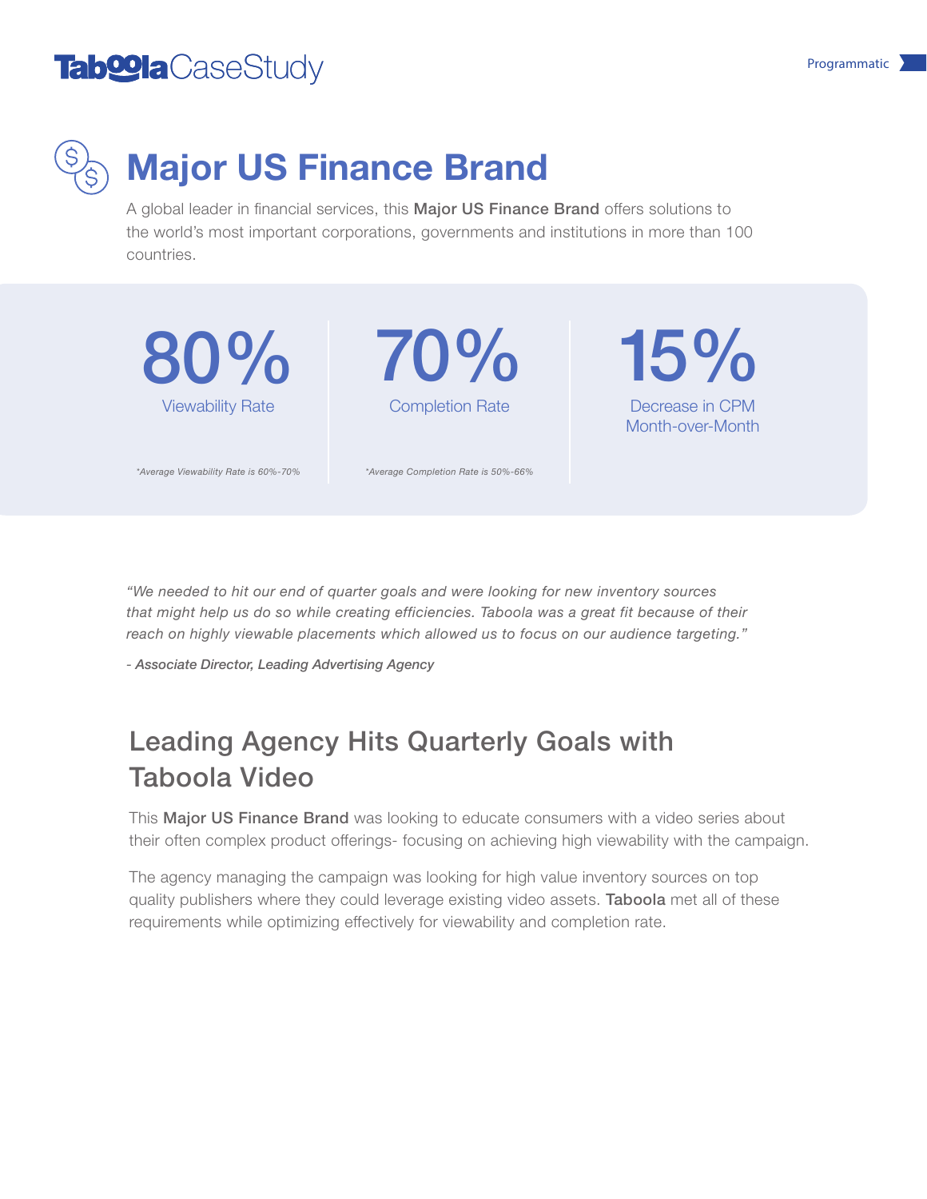# Major US Finance Brand

A global leader in financial services, this **Major US Finance Brand** offers solutions to the world's most important corporations, governments and institutions in more than 100 countries.

**80%**
Viewability Rate

*\*Average Viewability Rate is 60%-70%*

**70%**
Completion Rate

*\*Average Completion Rate is 50%-66%*

**15%**
Decrease in CPM Month-over-Month

*"We needed to hit our end of quarter goals and were looking for new inventory sources that might help us do so while creating efficiencies. Taboola was a great fit because of their reach on highly viewable placements which allowed us to focus on our audience targeting."*

***- Associate Director, Leading Advertising Agency***

## Leading Agency Hits Quarterly Goals with Taboola Video

This **Major US Finance Brand** was looking to educate consumers with a video series about their often complex product offerings- focusing on achieving high viewability with the campaign.

The agency managing the campaign was looking for high value inventory sources on top quality publishers where they could leverage existing video assets. **Taboola** met all of these requirements while optimizing effectively for viewability and completion rate.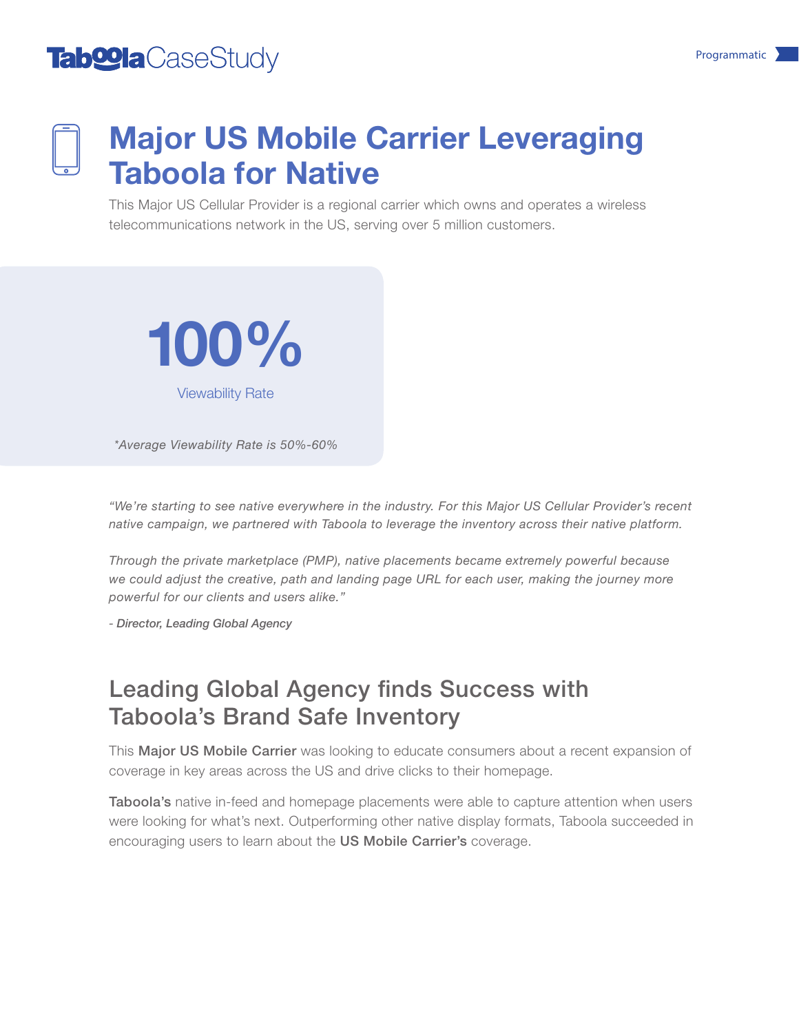# Major US Mobile Carrier Leveraging Taboola for Native

This Major US Cellular Provider is a regional carrier which owns and operates a wireless telecommunications network in the US, serving over 5 million customers.

**100%**

Viewability Rate

*\*Average Viewability Rate is 50%-60%*

*"We're starting to see native everywhere in the industry. For this Major US Cellular Provider's recent native campaign, we partnered with Taboola to leverage the inventory across their native platform.*

*Through the private marketplace (PMP), native placements became extremely powerful because we could adjust the creative, path and landing page URL for each user, making the journey more powerful for our clients and users alike."*

***- Director, Leading Global Agency***

## Leading Global Agency finds Success with Taboola's Brand Safe Inventory

This **Major US Mobile Carrier** was looking to educate consumers about a recent expansion of coverage in key areas across the US and drive clicks to their homepage.

**Taboola's** native in-feed and homepage placements were able to capture attention when users were looking for what's next. Outperforming other native display formats, Taboola succeeded in encouraging users to learn about the **US Mobile Carrier's** coverage.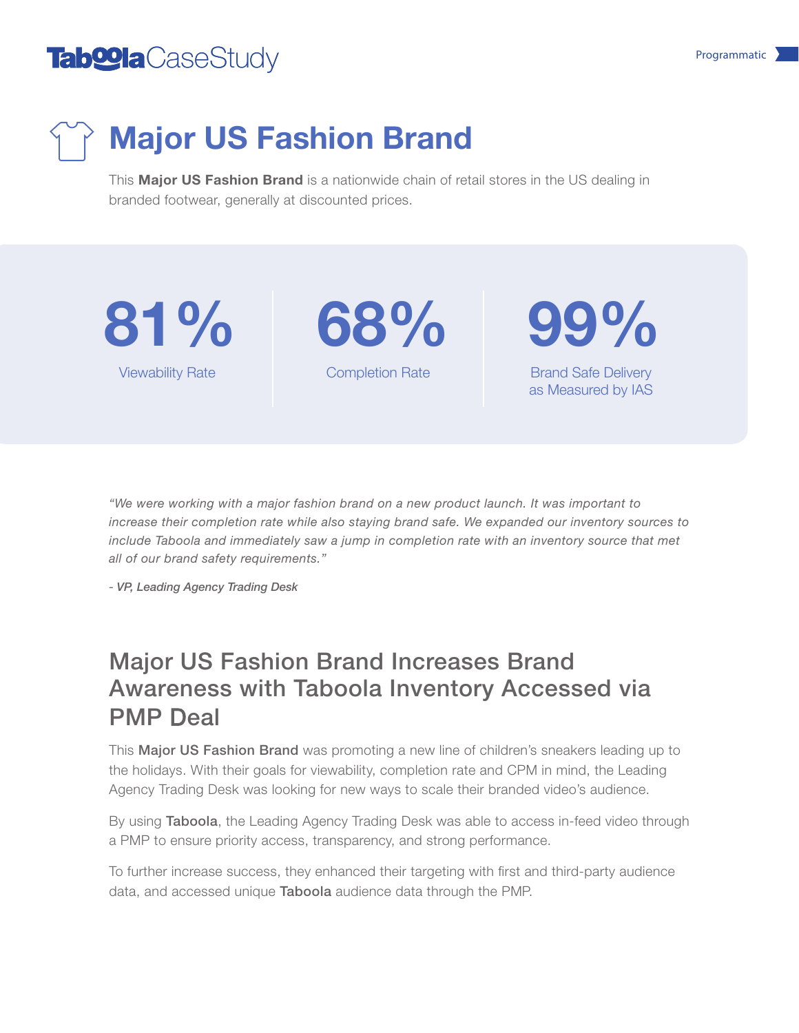Taboola CaseStudy

Programmatic

# Major US Fashion Brand

This **Major US Fashion Brand** is a nationwide chain of retail stores in the US dealing in branded footwear, generally at discounted prices.

**81%**
Viewability Rate

**68%**
Completion Rate

**99%**
Brand Safe Delivery as Measured by IAS

*"We were working with a major fashion brand on a new product launch. It was important to increase their completion rate while also staying brand safe. We expanded our inventory sources to include Taboola and immediately saw a jump in completion rate with an inventory source that met all of our brand safety requirements."*

*- VP, Leading Agency Trading Desk*

## Major US Fashion Brand Increases Brand Awareness with Taboola Inventory Accessed via PMP Deal

This **Major US Fashion Brand** was promoting a new line of children's sneakers leading up to the holidays. With their goals for viewability, completion rate and CPM in mind, the Leading Agency Trading Desk was looking for new ways to scale their branded video's audience.

By using **Taboola**, the Leading Agency Trading Desk was able to access in-feed video through a PMP to ensure priority access, transparency, and strong performance.

To further increase success, they enhanced their targeting with first and third-party audience data, and accessed unique **Taboola** audience data through the PMP.